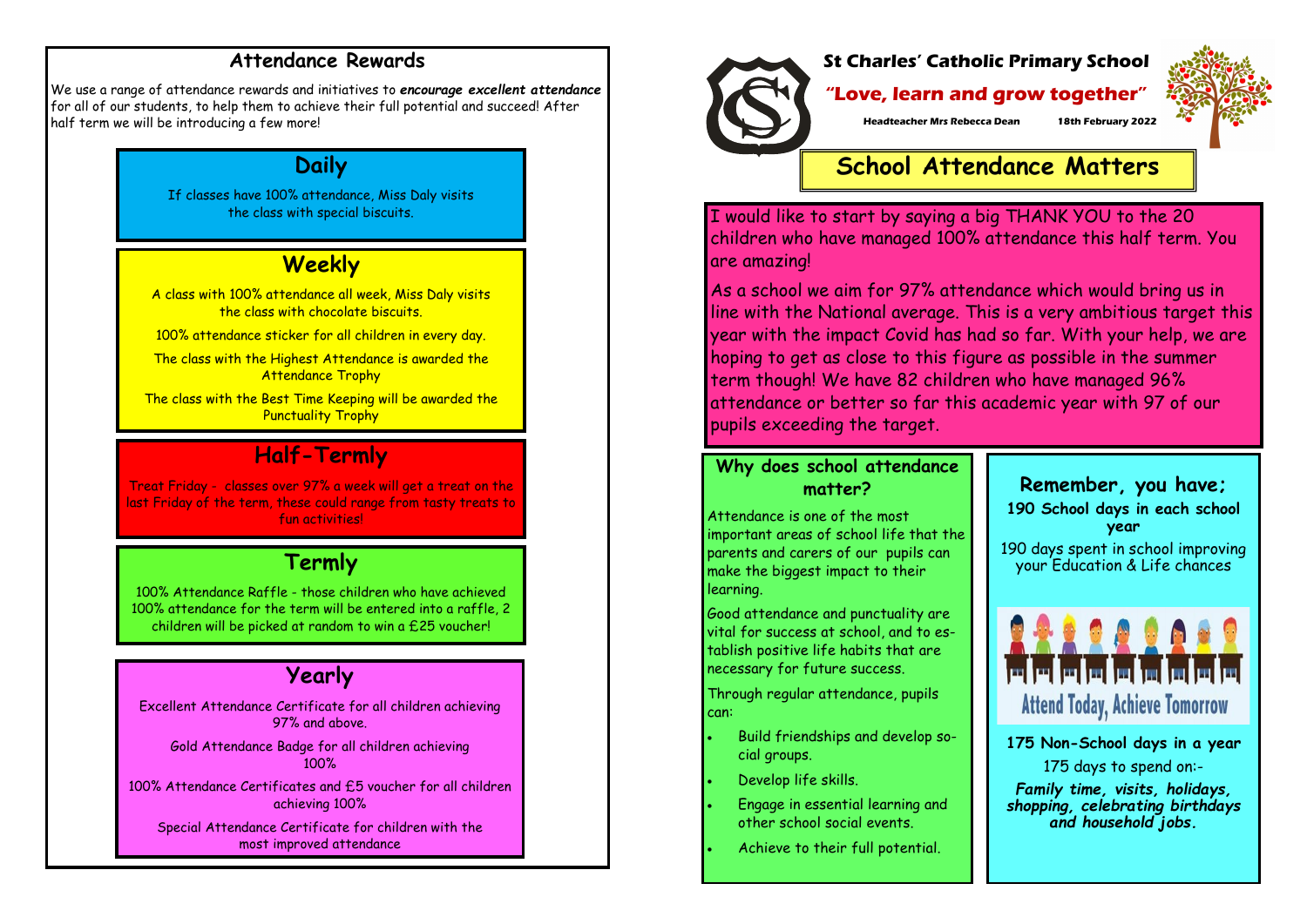# St Charles' Catholic Primary School

**"Love, learn and grow together"**

**Headteacher Mrs Rebecca Dean** **18th February 2022**

## School Attendance Matters

I would like to start by saying a big THANK YOU to the 20 children who have managed 100% attendance this half term. You are amazing!

As a school we aim for 97% attendance which would bring us in line with the National average. This is a very ambitious target this year with the impact Covid has had so far. With your help, we are hoping to get as close to this figure as possible in the summer term though! We have 82 children who have managed 96% attendance or better so far this academic year with 97 of our pupils exceeding the target.

### Why does school attendance matter?

Attendance is one of the most important areas of school life that the parents and carers of our pupils can make the biggest impact to their learning.

Good attendance and punctuality are vital for success at school, and to establish positive life habits that are necessary for future success.

Through regular attendance, pupils can:

- Build friendships and develop social groups.
- Develop life skills.
- Engage in essential learning and other school social events.
- Achieve to their full potential.

### Remember, you have;

**190 School days in each school year**

190 days spent in school improving your Education & Life chances

Attend Today, Achieve Tomorrow

**175 Non-School days in a year**

175 days to spend on:-

***Family time, visits, holidays, shopping, celebrating birthdays and household jobs.***

## Attendance Rewards

We use a range of attendance rewards and initiatives to ***encourage excellent attendance*** for all of our students, to help them to achieve their full potential and succeed! After half term we will be introducing a few more!

### Daily

If classes have 100% attendance, Miss Daly visits the class with special biscuits.

### Weekly

A class with 100% attendance all week, Miss Daly visits the class with chocolate biscuits.

100% attendance sticker for all children in every day.

The class with the Highest Attendance is awarded the Attendance Trophy

The class with the Best Time Keeping will be awarded the Punctuality Trophy

### Half-Termly

Treat Friday - classes over 97% a week will get a treat on the last Friday of the term, these could range from tasty treats to fun activities!

### Termly

100% Attendance Raffle - those children who have achieved 100% attendance for the term will be entered into a raffle, 2 children will be picked at random to win a £25 voucher!

### Yearly

Excellent Attendance Certificate for all children achieving 97% and above.

Gold Attendance Badge for all children achieving 100%

100% Attendance Certificates and £5 voucher for all children achieving 100%

Special Attendance Certificate for children with the most improved attendance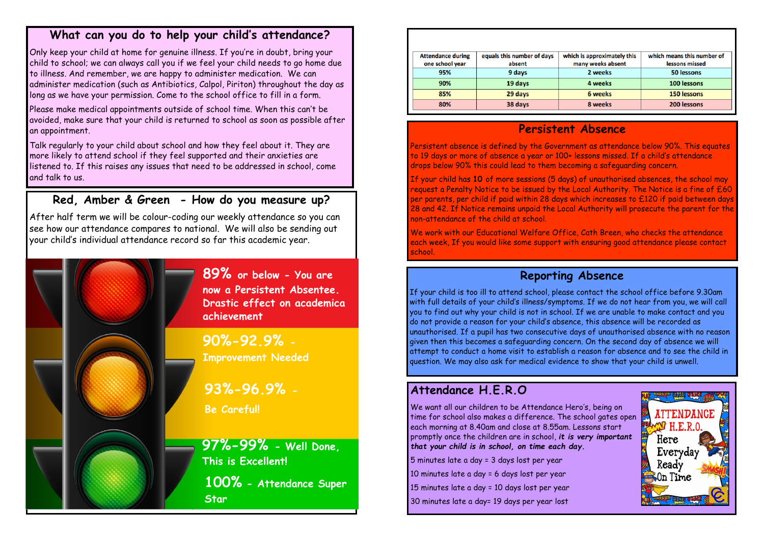## What can you do to help your child's attendance?

Only keep your child at home for genuine illness. If you're in doubt, bring your child to school; we can always call you if we feel your child needs to go home due to illness. And remember, we are happy to administer medication. We can administer medication (such as Antibiotics, Calpol, Piriton) throughout the day as long as we have your permission. Come to the school office to fill in a form.

Please make medical appointments outside of school time. When this can't be avoided, make sure that your child is returned to school as soon as possible after an appointment.

Talk regularly to your child about school and how they feel about it. They are more likely to attend school if they feel supported and their anxieties are listened to. If this raises any issues that need to be addressed in school, come and talk to us.

## Red, Amber & Green - How do you measure up?

After half term we will be colour-coding our weekly attendance so you can see how our attendance compares to national. We will also be sending out your child's individual attendance record so far this academic year.

**89% or below - You are now a Persistent Absentee. Drastic effect on academica achievement**

**90%-92.9% - Improvement Needed**

**93%-96.9% - Be Careful!**

**97%-99% - Well Done, This is Excellent!**

**100% - Attendance Super Star**

| Attendance during one school year | equals this number of days absent | which is approximately this many weeks absent | which means this number of lessons missed |
|---|---|---|---|
| 95% | 9 days | 2 weeks | 50 lessons |
| 90% | 19 days | 4 weeks | 100 lessons |
| 85% | 29 days | 6 weeks | 150 lessons |
| 80% | 38 days | 8 weeks | 200 lessons |

## Persistent Absence

Persistent absence is defined by the Government as attendance below 90%. This equates to 19 days or more of absence a year or 100+ lessons missed. If a child's attendance drops below 90% this could lead to them becoming a safeguarding concern.

If your child has **10** of more sessions (5 days) of unauthorised absences, the school may request a Penalty Notice to be issued by the Local Authority. The Notice is a fine of £60 per parents, per child if paid within 28 days which increases to £120 if paid between days 28 and 42. If Notice remains unpaid the Local Authority will prosecute the parent for the non-attendance of the child at school.

We work with our Educational Welfare Office, Cath Breen, who checks the attendance each week, If you would like some support with ensuring good attendance please contact school.

## Reporting Absence

If your child is too ill to attend school, please contact the school office before 9.30am with full details of your child's illness/symptoms. If we do not hear from you, we will call you to find out why your child is not in school. If we are unable to make contact and you do not provide a reason for your child's absence, this absence will be recorded as unauthorised. If a pupil has two consecutive days of unauthorised absence with no reason given then this becomes a safeguarding concern. On the second day of absence we will attempt to conduct a home visit to establish a reason for absence and to see the child in question. We may also ask for medical evidence to show that your child is unwell.

## Attendance H.E.R.O

We want all our children to be Attendance Hero's, being on time for school also makes a difference. The school gates open each morning at 8.40am and close at 8.55am. Lessons start promptly once the children are in school, ***it is very important that your child is in school, on time each day.***

5 minutes late a day = 3 days lost per year

10 minutes late a day = 6 days lost per year

15 minutes late a day = 10 days lost per year

30 minutes late a day= 19 days per year lost

ATTENDANCE H.E.R.O.
Here
Everyday
Ready
On Time